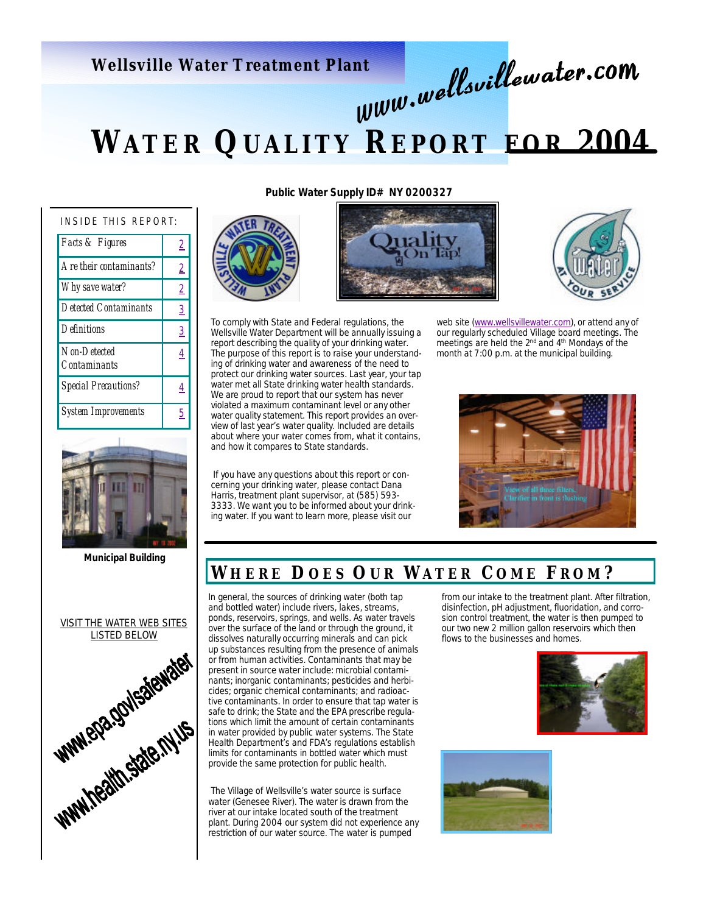Wellsville Water Treatment Plant

www.wellsvillewater.com

# WATER QUALITY REPORT FOR 2004

**Public Water Supply ID# NY 0200327**

INSIDE THIS REPORT:

| | |
|---|---|
| Facts & Figures | 2 |
| Are their contaminants? | 2 |
| Why save water? | 2 |
| Detected Contaminants | 3 |
| Definitions | 3 |
| Non-Detected Contaminants | 4 |
| Special Precautions? | 4 |
| System Improvements | 5 |

**Municipal Building**

VISIT THE WATER WEB SITES LISTED BELOW

www.epa.gov/safewater

www.health.state.ny.us

To comply with State and Federal regulations, the Wellsville Water Department will be annually issuing a report describing the quality of your drinking water. The purpose of this report is to raise your understanding of drinking water and awareness of the need to protect our drinking water sources. Last year, your tap water met all State drinking water health standards. We are proud to report that our system has never violated a maximum contaminant level or any other water quality statement. This report provides an overview of last year's water quality. Included are details about where your water comes from, what it contains, and how it compares to State standards.

If you have any questions about this report or concerning your drinking water, please contact Dana Harris, treatment plant supervisor, at (585) 593-3333. We want you to be informed about your drinking water. If you want to learn more, please visit our web site (www.wellsvillewater.com), or attend any of our regularly scheduled Village board meetings. The meetings are held the 2nd and 4th Mondays of the month at 7:00 p.m. at the municipal building.

View of all three filters. Clarifier in front is flushing

## WHERE DOES OUR WATER COME FROM?

In general, the sources of drinking water (both tap and bottled water) include rivers, lakes, streams, ponds, reservoirs, springs, and wells. As water travels over the surface of the land or through the ground, it dissolves naturally occurring minerals and can pick up substances resulting from the presence of animals or from human activities. Contaminants that may be present in source water include: microbial contaminants; inorganic contaminants; pesticides and herbicides; organic chemical contaminants; and radioactive contaminants. In order to ensure that tap water is safe to drink; the State and the EPA prescribe regulations which limit the amount of certain contaminants in water provided by public water systems. The State Health Department's and FDA's regulations establish limits for contaminants in bottled water which must provide the same protection for public health.

The Village of Wellsville's water source is surface water (Genesee River). The water is drawn from the river at our intake located south of the treatment plant. During 2004 our system did not experience any restriction of our water source. The water is pumped from our intake to the treatment plant. After filtration, disinfection, pH adjustment, fluoridation, and corrosion control treatment, the water is then pumped to our two new 2 million gallon reservoirs which then flows to the businesses and homes.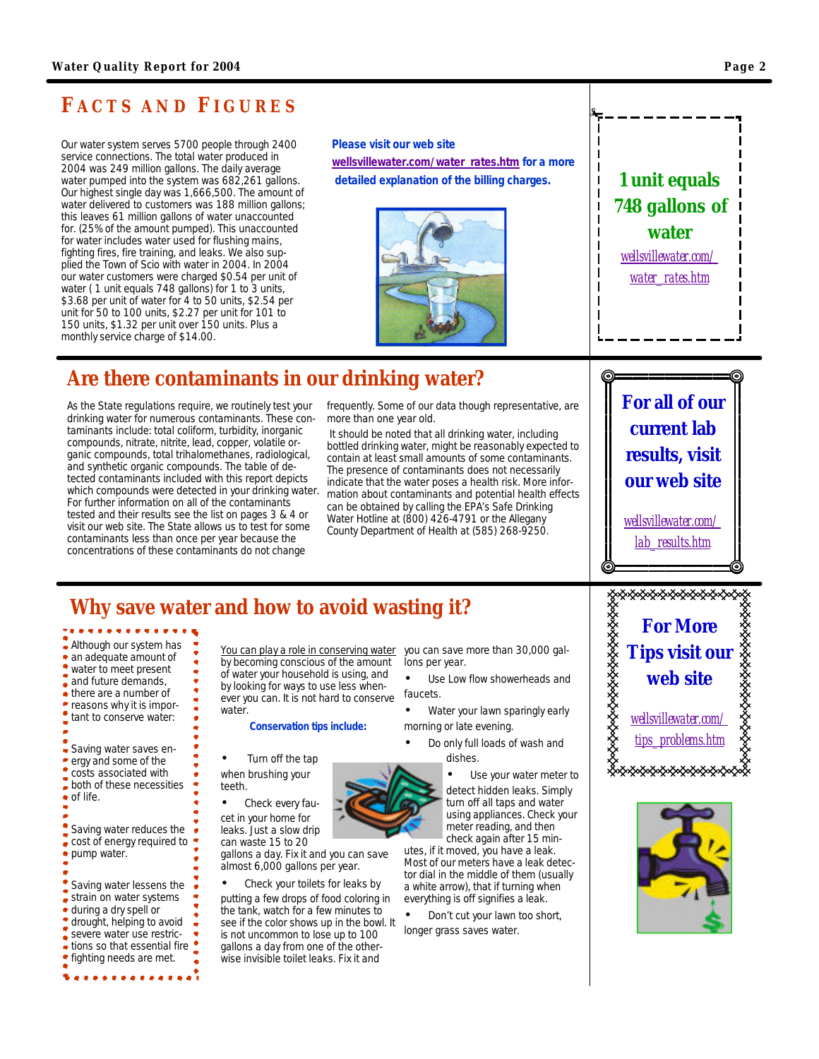## FACTS AND FIGURES

Our water system serves 5700 people through 2400 service connections. The total water produced in 2004 was 249 million gallons. The daily average water pumped into the system was 682,261 gallons. Our highest single day was 1,666,500. The amount of water delivered to customers was 188 million gallons; this leaves 61 million gallons of water unaccounted for. (25% of the amount pumped). This unaccounted for water includes water used for flushing mains, fighting fires, fire training, and leaks. We also supplied the Town of Scio with water in 2004. In 2004 our water customers were charged $0.54 per unit of water ( 1 unit equals 748 gallons) for 1 to 3 units, $3.68 per unit of water for 4 to 50 units, $2.54 per unit for 50 to 100 units, $2.27 per unit for 101 to 150 units, $1.32 per unit over 150 units. Plus a monthly service charge of $14.00.

**Please visit our web site wellsvillewater.com/water_rates.htm for a more detailed explanation of the billing charges.**

**1 unit equals 748 gallons of water**

wellsvillewater.com/water_rates.htm

## Are there contaminants in our drinking water?

As the State regulations require, we routinely test your drinking water for numerous contaminants. These contaminants include: total coliform, turbidity, inorganic compounds, nitrate, nitrite, lead, copper, volatile organic compounds, total trihalomethanes, radiological, and synthetic organic compounds. The table of detected contaminants included with this report depicts which compounds were detected in your drinking water. For further information on all of the contaminants tested and their results see the list on pages 3 & 4 or visit our web site. The State allows us to test for some contaminants less than once per year because the concentrations of these contaminants do not change frequently. Some of our data though representative, are more than one year old.

It should be noted that all drinking water, including bottled drinking water, might be reasonably expected to contain at least small amounts of some contaminants. The presence of contaminants does not necessarily indicate that the water poses a health risk. More information about contaminants and potential health effects can be obtained by calling the EPA's Safe Drinking Water Hotline at (800) 426-4791 or the Allegany County Department of Health at (585) 268-9250.

**For all of our current lab results, visit our web site**

wellsvillewater.com/lab_results.htm

## Why save water and how to avoid wasting it?

Although our system has an adequate amount of water to meet present and future demands, there are a number of reasons why it is important to conserve water:

Saving water saves energy and some of the costs associated with both of these necessities of life.

Saving water reduces the cost of energy required to pump water.

Saving water lessens the strain on water systems during a dry spell or drought, helping to avoid severe water use restrictions so that essential fire fighting needs are met.

You can play a role in conserving water by becoming conscious of the amount of water your household is using, and by looking for ways to use less whenever you can. It is not hard to conserve water.

**Conservation tips include:**

- Turn off the tap when brushing your teeth.
- Check every faucet in your home for leaks. Just a slow drip can waste 15 to 20 gallons a day. Fix it and you can save almost 6,000 gallons per year.
- Check your toilets for leaks by putting a few drops of food coloring in the tank, watch for a few minutes to see if the color shows up in the bowl. It is not uncommon to lose up to 100 gallons a day from one of the otherwise invisible toilet leaks. Fix it and you can save more than 30,000 gallons per year.
- Use Low flow showerheads and faucets.
- Water your lawn sparingly early morning or late evening.
- Do only full loads of wash and dishes.
- Use your water meter to detect hidden leaks. Simply turn off all taps and water using appliances. Check your meter reading, and then check again after 15 minutes, if it moved, you have a leak. Most of our meters have a leak detector dial in the middle of them (usually a white arrow), that if turning when everything is off signifies a leak.
- Don't cut your lawn too short, longer grass saves water.

**For More Tips visit our web site**

wellsvillewater.com/tips_problems.htm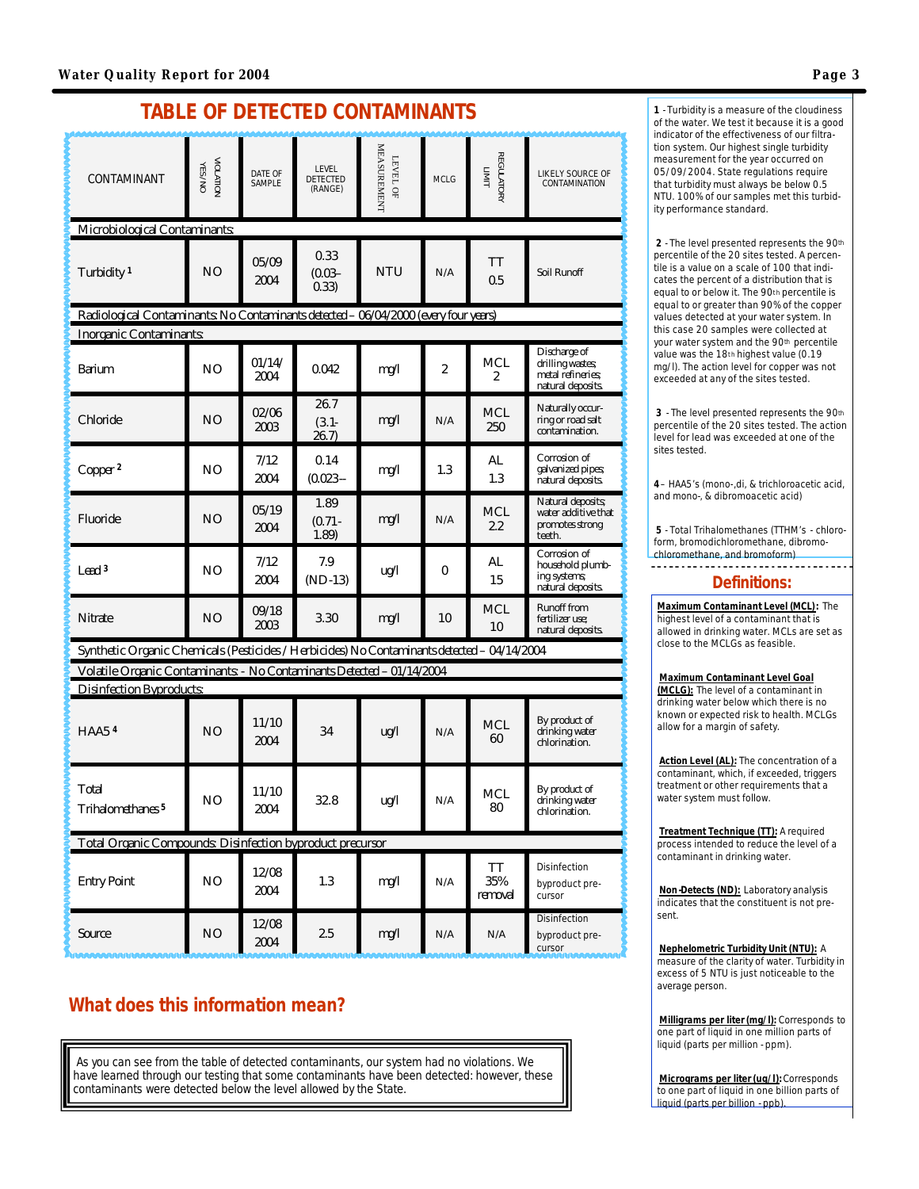## TABLE OF DETECTED CONTAMINANTS

| CONTAMINANT | VIOLATION YES/NO | DATE OF SAMPLE | LEVEL DETECTED (RANGE) | LEVEL OF MEASUREMENT | MCLG | REGULATORY LIMIT | LIKELY SOURCE OF CONTAMINATION |
|---|---|---|---|---|---|---|---|
| **Microbiological Contaminants:** | | | | | | | |
| Turbidity [1] | NO | 05/09 2004 | 0.33 (0.03– 0.33) | NTU | N/A | TT 0.5 | Soil Runoff |
| **Radiological Contaminants: No Contaminants detected – 06/04/2000 (every four years)** | | | | | | | |
| **Inorganic Contaminants:** | | | | | | | |
| Barium | NO | 01/14/ 2004 | 0.042 | mg/l | 2 | MCL 2 | Discharge of drilling wastes; metal refineries; natural deposits. |
| Chloride | NO | 02/06 2003 | 26.7 (3.1- 26.7) | mg/l | N/A | MCL 250 | Naturally occurring or road salt contamination. |
| Copper [2] | NO | 7/12 2004 | 0.14 (0.023-- | mg/l | 1.3 | AL 1.3 | Corrosion of galvanized pipes; natural deposits. |
| Fluoride | NO | 05/19 2004 | 1.89 (0.71- 1.89) | mg/l | N/A | MCL 2.2 | Natural deposits; water additive that promotes strong teeth. |
| Lead [3] | NO | 7/12 2004 | 7.9 (ND-13) | ug/l | 0 | AL 15 | Corrosion of household plumbing systems; natural deposits. |
| Nitrate | NO | 09/18 2003 | 3.30 | mg/l | 10 | MCL 10 | Runoff from fertilizer use; natural deposits. |
| **Synthetic Organic Chemicals (Pesticides / Herbicides) No Contaminants detected – 04/14/2004** | | | | | | | |
| **Volatile Organic Contaminants: - No Contaminants Detected – 01/14/2004** | | | | | | | |
| **Disinfection Byproducts:** | | | | | | | |
| HAA5 [4] | NO | 11/10 2004 | 34 | ug/l | N/A | MCL 60 | By product of drinking water chlorination. |
| Total Trihalomethanes [5] | NO | 11/10 2004 | 32.8 | ug/l | N/A | MCL 80 | By product of drinking water chlorination. |
| **Total Organic Compounds: Disinfection byproduct precursor** | | | | | | | |
| Entry Point | NO | 12/08 2004 | 1.3 | mg/l | N/A | TT 35% removal | Disinfection byproduct precursor |
| Source | NO | 12/08 2004 | 2.5 | mg/l | N/A | N/A | Disinfection byproduct precursor |

## What does this information mean?

As you can see from the table of detected contaminants, our system had no violations. We have learned through our testing that some contaminants have been detected: however, these contaminants were detected below the level allowed by the State.

**1** - Turbidity is a measure of the cloudiness of the water. We test it because it is a good indicator of the effectiveness of our filtration system. Our highest single turbidity measurement for the year occurred on 05/09/2004. State regulations require that turbidity must always be below 0.5 NTU. 100% of our samples met this turbidity performance standard.

**2** - The level presented represents the 90th percentile of the 20 sites tested. A percentile is a value on a scale of 100 that indicates the percent of a distribution that is equal to or below it. The 90th percentile is equal to or greater than 90% of the copper values detected at your water system. In this case 20 samples were collected at your water system and the 90th percentile value was the 18th highest value (0.19 mg/l). The action level for copper was not exceeded at any of the sites tested.

**3** - The level presented represents the 90th percentile of the 20 sites tested. The action level for lead was exceeded at one of the sites tested.

**4** – HAA5's (mono-,di, & trichloroacetic acid, and mono-, & dibromoacetic acid)

**5** - Total Trihalomethanes (TTHM's - chloroform, bromodichloromethane, dibromochloromethane, and bromoform)

## Definitions:

**Maximum Contaminant Level (MCL):** The highest level of a contaminant that is allowed in drinking water. MCLs are set as close to the MCLGs as feasible.

**Maximum Contaminant Level Goal (MCLG):** The level of a contaminant in drinking water below which there is no known or expected risk to health. MCLGs allow for a margin of safety.

**Action Level (AL):** The concentration of a contaminant, which, if exceeded, triggers treatment or other requirements that a water system must follow.

**Treatment Technique (TT):** A required process intended to reduce the level of a contaminant in drinking water.

**Non-Detects (ND):** Laboratory analysis indicates that the constituent is not present.

**Nephelometric Turbidity Unit (NTU):** A measure of the clarity of water. Turbidity in excess of 5 NTU is just noticeable to the average person.

**Milligrams per liter (mg/l):** Corresponds to one part of liquid in one million parts of liquid (parts per million - ppm).

**Micrograms per liter (ug/l):** Corresponds to one part of liquid in one billion parts of liquid (parts per billion - ppb).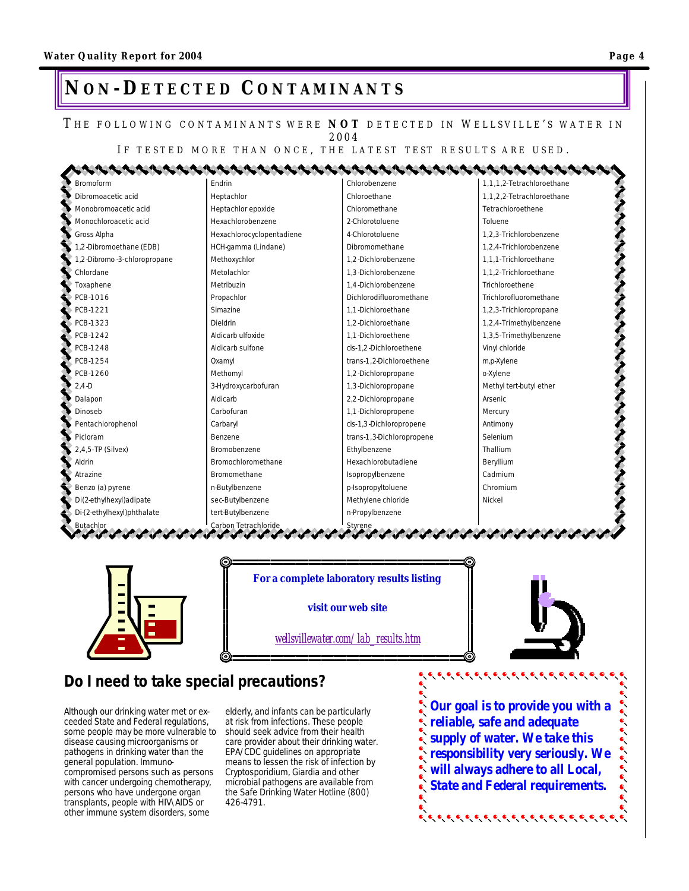# NON-DETECTED CONTAMINANTS

THE FOLLOWING CONTAMINANTS WERE **NOT** DETECTED IN WELLSVILLE'S WATER IN 2004

IF TESTED MORE THAN ONCE, THE LATEST TEST RESULTS ARE USED.

| | | | |
|---|---|---|---|
| Bromoform | Endrin | Chlorobenzene | 1,1,1,2-Tetrachloroethane |
| Dibromoacetic acid | Heptachlor | Chloroethane | 1,1,2,2-Tetrachloroethane |
| Monobromoacetic acid | Heptachlor epoxide | Chloromethane | Tetrachloroethene |
| Monochloroacetic acid | Hexachlorobenzene | 2-Chlorotoluene | Toluene |
| Gross Alpha | Hexachlorocyclopentadiene | 4-Chlorotoluene | 1,2,3-Trichlorobenzene |
| 1,2-Dibromoethane (EDB) | HCH-gamma (Lindane) | Dibromomethane | 1,2,4-Trichlorobenzene |
| 1,2-Dibromo-3-chloropropane | Methoxychlor | 1,2-Dichlorobenzene | 1,1,1-Trichloroethane |
| Chlordane | Metolachlor | 1,3-Dichlorobenzene | 1,1,2-Trichloroethane |
| Toxaphene | Metribuzin | 1,4-Dichlorobenzene | Trichloroethene |
| PCB-1016 | Propachlor | Dichlorodifluoromethane | Trichlorofluoromethane |
| PCB-1221 | Simazine | 1,1-Dichloroethane | 1,2,3-Trichloropropane |
| PCB-1323 | Dieldrin | 1,2-Dichloroethane | 1,2,4-Trimethylbenzene |
| PCB-1242 | Aldicarb ulfoxide | 1,1-Dichloroethene | 1,3,5-Trimethylbenzene |
| PCB-1248 | Aldicarb sulfone | cis-1,2-Dichloroethene | Vinyl chloride |
| PCB-1254 | Oxamyl | trans-1,2-Dichloroethene | m,p-Xylene |
| PCB-1260 | Methomyl | 1,2-Dichloropropane | o-Xylene |
| 2,4-D | 3-Hydroxycarbofuran | 1,3-Dichloropropane | Methyl tert-butyl ether |
| Dalapon | Aldicarb | 2,2-Dichloropropane | Arsenic |
| Dinoseb | Carbofuran | 1,1-Dichloropropene | Mercury |
| Pentachlorophenol | Carbaryl | cis-1,3-Dichloropropene | Antimony |
| Picloram | Benzene | trans-1,3-Dichloropropene | Selenium |
| 2,4,5-TP (Silvex) | Bromobenzene | Ethylbenzene | Thallium |
| Aldrin | Bromochloromethane | Hexachlorobutadiene | Beryllium |
| Atrazine | Bromomethane | Isopropylbenzene | Cadmium |
| Benzo (a) pyrene | n-Butylbenzene | p-Isopropyltoluene | Chromium |
| Di(2-ethylhexyl)adipate | sec-Butylbenzene | Methylene chloride | Nickel |
| Di-(2-ethylhexyl)phthalate | tert-Butylbenzene | n-Propylbenzene | |
| Butachlor | Carbon Tetrachloride | Styrene | |

**For a complete laboratory results listing**

**visit our web site**

*wellsvillewater.com/lab_results.htm*

## Do I need to take special precautions?

Although our drinking water met or exceeded State and Federal regulations, some people may be more vulnerable to disease causing microorganisms or pathogens in drinking water than the general population. Immuno-compromised persons such as persons with cancer undergoing chemotherapy, persons who have undergone organ transplants, people with HIV\AIDS or other immune system disorders, some elderly, and infants can be particularly at risk from infections. These people should seek advice from their health care provider about their drinking water. EPA/CDC guidelines on appropriate means to lessen the risk of infection by Cryptosporidium, Giardia and other microbial pathogens are available from the Safe Drinking Water Hotline (800) 426-4791.

**Our goal is to provide you with a reliable, safe and adequate supply of water. We take this responsibility very seriously. We will always adhere to all Local, State and Federal requirements.**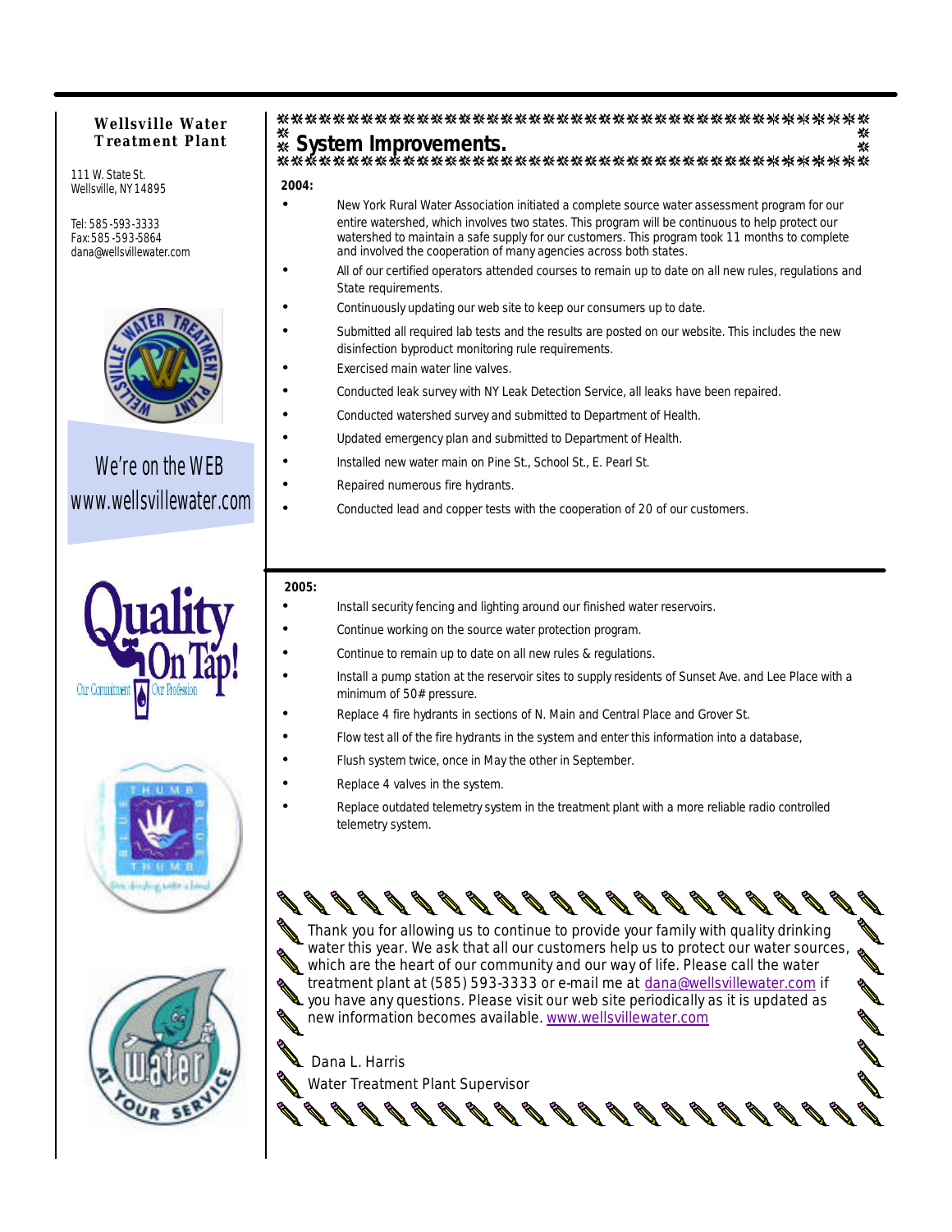**Wellsville Water Treatment Plant**

111 W. State St.
Wellsville, NY 14895

Tel: 585-593-3333
Fax: 585-593-5864
dana@wellsvillewater.com

We're on the WEB
www.wellsvillewater.com

Quality On Tap!
Our Commitment Our Profession

## System Improvements.

**2004:**

- New York Rural Water Association initiated a complete source water assessment program for our entire watershed, which involves two states. This program will be continuous to help protect our watershed to maintain a safe supply for our customers. This program took 11 months to complete and involved the cooperation of many agencies across both states.
- All of our certified operators attended courses to remain up to date on all new rules, regulations and State requirements.
- Continuously updating our web site to keep our consumers up to date.
- Submitted all required lab tests and the results are posted on our website. This includes the new disinfection byproduct monitoring rule requirements.
- Exercised main water line valves.
- Conducted leak survey with NY Leak Detection Service, all leaks have been repaired.
- Conducted watershed survey and submitted to Department of Health.
- Updated emergency plan and submitted to Department of Health.
- Installed new water main on Pine St., School St., E. Pearl St.
- Repaired numerous fire hydrants.
- Conducted lead and copper tests with the cooperation of 20 of our customers.

**2005:**

- Install security fencing and lighting around our finished water reservoirs.
- Continue working on the source water protection program.
- Continue to remain up to date on all new rules & regulations.
- Install a pump station at the reservoir sites to supply residents of Sunset Ave. and Lee Place with a minimum of 50# pressure.
- Replace 4 fire hydrants in sections of N. Main and Central Place and Grover St.
- Flow test all of the fire hydrants in the system and enter this information into a database,
- Flush system twice, once in May the other in September.
- Replace 4 valves in the system.
- Replace outdated telemetry system in the treatment plant with a more reliable radio controlled telemetry system.

Thank you for allowing us to continue to provide your family with quality drinking water this year. We ask that all our customers help us to protect our water sources, which are the heart of our community and our way of life. Please call the water treatment plant at (585) 593-3333 or e-mail me at dana@wellsvillewater.com if you have any questions. Please visit our web site periodically as it is updated as new information becomes available. www.wellsvillewater.com

Dana L. Harris
Water Treatment Plant Supervisor